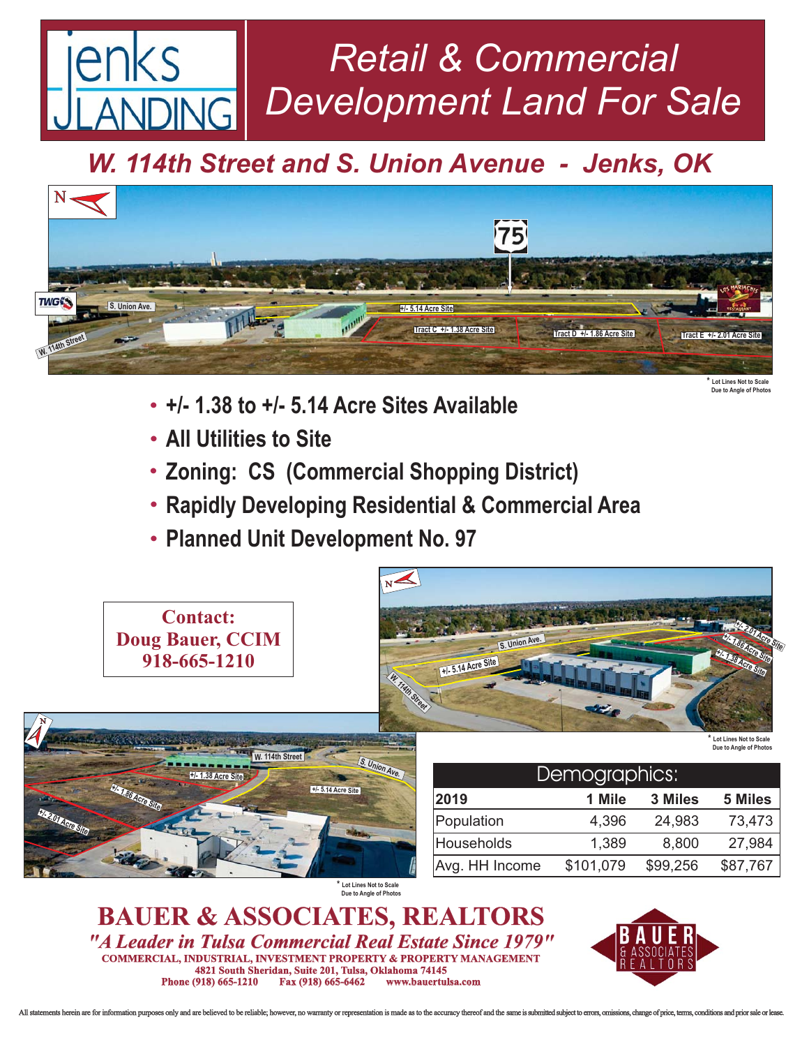# jenks LANDING

# Retail & Commercial Development Land For Sale

## *W. 114th Street and S. Union Avenue - Jenks, OK*

\* Lot Lines Not to Scale Due to Angle of Photos

- **+/- 1.38 to +/- 5.14 Acre Sites Available**
- **All Utilities to Site**
- **Zoning: CS (Commercial Shopping District)**
- **Rapidly Developing Residential & Commercial Area**
- **Planned Unit Development No. 97**

**Contact:**
**Doug Bauer, CCIM**
**918-665-1210**

\* Lot Lines Not to Scale Due to Angle of Photos

\* Lot Lines Not to Scale Due to Angle of Photos

| Demographics: | | | |
|---|---|---|---|
| **2019** | **1 Mile** | **3 Miles** | **5 Miles** |
| Population | 4,396 | 24,983 | 73,473 |
| Households | 1,389 | 8,800 | 27,984 |
| Avg. HH Income | $101,079 | $99,256 | $87,767 |

## BAUER & ASSOCIATES, REALTORS

***"A Leader in Tulsa Commercial Real Estate Since 1979"***

**COMMERCIAL, INDUSTRIAL, INVESTMENT PROPERTY & PROPERTY MANAGEMENT**
**4821 South Sheridan, Suite 201, Tulsa, Oklahoma 74145**
**Phone (918) 665-1210 Fax (918) 665-6462 www.bauertulsa.com**

All statements herein are for information purposes only and are believed to be reliable; however, no warranty or representation is made as to the accuracy thereof and the same is submitted subject to errors, omissions, change of price, terms, conditions and prior sale or lease.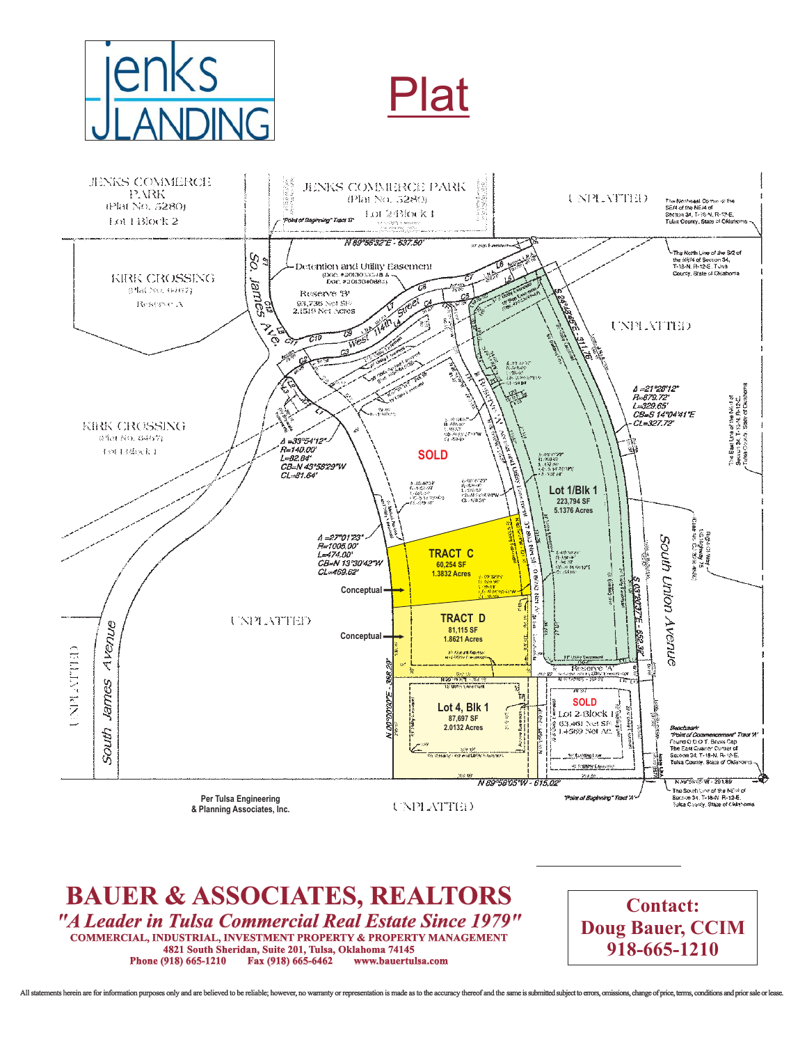# Plat

jenks LANDING

JENKS COMMERCE PARK (Plat No. 5280) Lot 1 Block 2

JENKS COMMERCE PARK (Plat No. 5280) Lot 2 Block 1

"Point of Beginning" Tract 'B'

N 89°56'32"E - 537.50'

UNPLATTED

The Northeast Corner of the SE/4 of the NE/4 of Section 34, T-18-N, R-12-E, Tulsa County, State of Oklahoma

The North Line of the S/2 of the NE/4 of Section 34, T-18-N, R-12-E, Tulsa County, State of Oklahoma

KIRK CROSSING (Plat No. 6467) Reserve A

So. James Ave.

Detention and Utility Easement (Doc. #2013033518 & Doc. #2013040863)

Reserve 'B' 93,736 Net SF 2.1519 Net Acres

West 114th Street

S 24°18'45"E - 311.76'

UNPLATTED

Δ=21°28'12"
R=879.72'
L=329.65'
CB=S 14°04'41"E
CL=327.72'

KIRK CROSSING (Plat No. 6467) Lot 1 Block 1

Δ=33°54'12"
R=140.00'
L=82.84'
CB=N 43°58'29"W
CL=81.64'

**SOLD**

**Lot 1/Blk 1**
223,794 SF
5.1376 Acres

Δ=27°01'23"
R=1005.00'
L=474.00'
CB=N 13°30'42"W
CL=469.62'

**TRACT C**
60,254 SF
1.3832 Acres

Conceptual

**TRACT D**
81,115 SF
1.8621 Acres

Conceptual

UNPLATTED

South Union Avenue

S 03°20'37"E - 652.38'

South James Avenue

UNPLATTED

N 00°00'00"E - 368.29'

**Lot 4, Blk 1**
87,697 SF
2.0132 Acres

**SOLD**

Lot 2 Block 1

Reserve 'A'

Benchmark "Point of Commencement" Tract 'A' Found O.D.O.T. Brass Cap The East Quarter Corner of Section 34, T-18-N, R-12-E, Tulsa County, State of Oklahoma

N 89°58'05"W - 615.02'

"Point of Beginning" Tract 'A'

The South Line of the NE/4 of Section 34, T-18-N, R-12-E, Tulsa County, State of Oklahoma

The East Line of the NE/4 of Section 34, T-18-N, R-12-E, Tulsa County, State of Oklahoma

Per Tulsa Engineering & Planning Associates, Inc.

UNPLATTED

## BAUER & ASSOCIATES, REALTORS

***"A Leader in Tulsa Commercial Real Estate Since 1979"***

**COMMERCIAL, INDUSTRIAL, INVESTMENT PROPERTY & PROPERTY MANAGEMENT**
**4821 South Sheridan, Suite 201, Tulsa, Oklahoma 74145**
**Phone (918) 665-1210 Fax (918) 665-6462 www.bauertulsa.com**

**Contact:**
**Doug Bauer, CCIM**
**918-665-1210**

All statements herein are for information purposes only and are believed to be reliable; however, no warranty or representation is made as to the accuracy thereof and the same is submitted subject to errors, omissions, change of price, terms, conditions and prior sale or lease.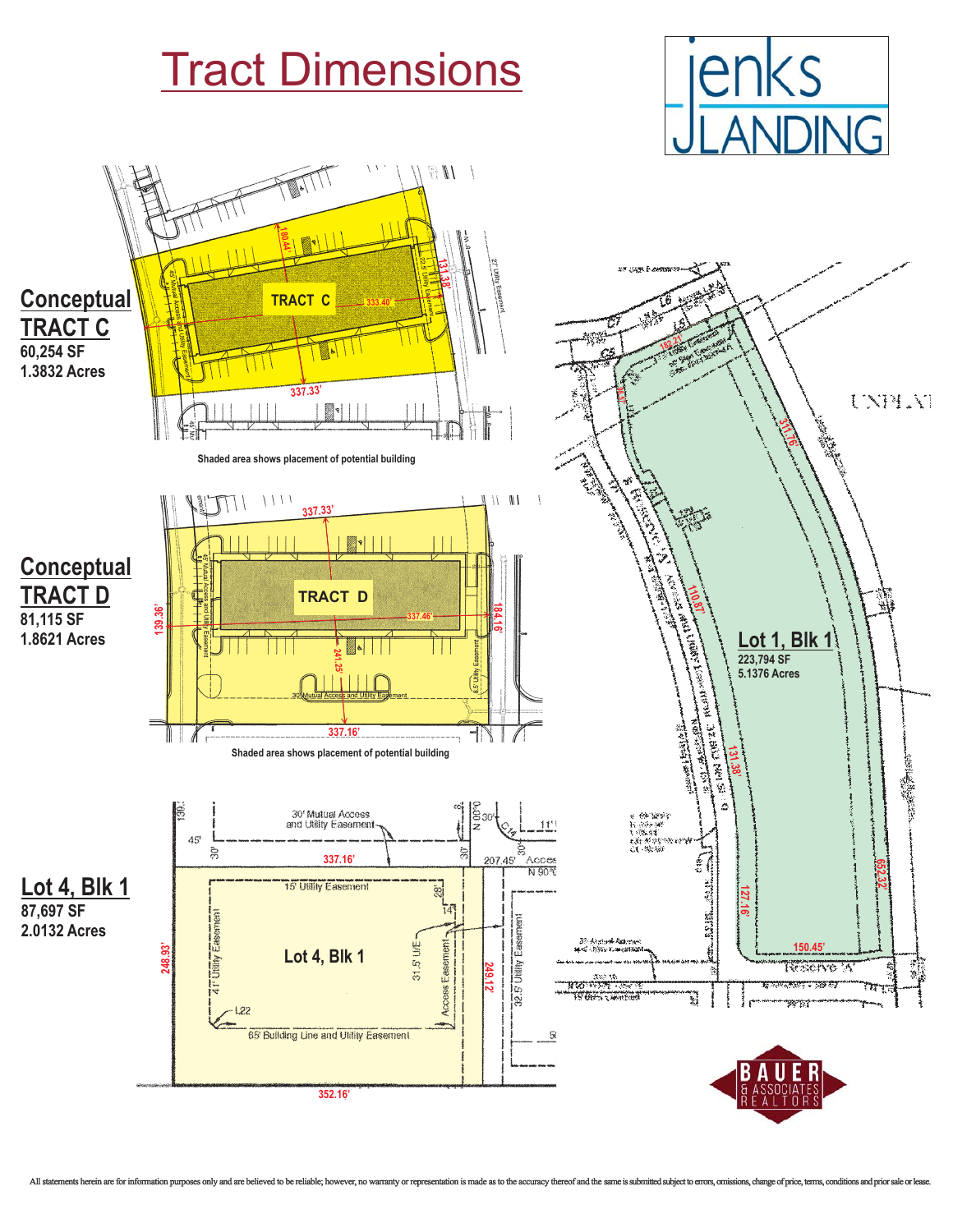# Tract Dimensions

jenks LANDING

## Conceptual TRACT C

**60,254 SF**
**1.3832 Acres**

TRACT C

Shaded area shows placement of potential building

## Conceptual TRACT D

**81,115 SF**
**1.8621 Acres**

TRACT D

Shaded area shows placement of potential building

## Lot 4, Blk 1

**87,697 SF**
**2.0132 Acres**

Lot 4, Blk 1

## Lot 1, Blk 1

**223,794 SF**
**5.1376 Acres**

BAUER & ASSOCIATES REALTORS

All statements herein are for information purposes only and are believed to be reliable; however, no warranty or representation is made as to the accuracy thereof and the same is submitted subject to errors, omissions, change of price, terms, conditions and prior sale or lease.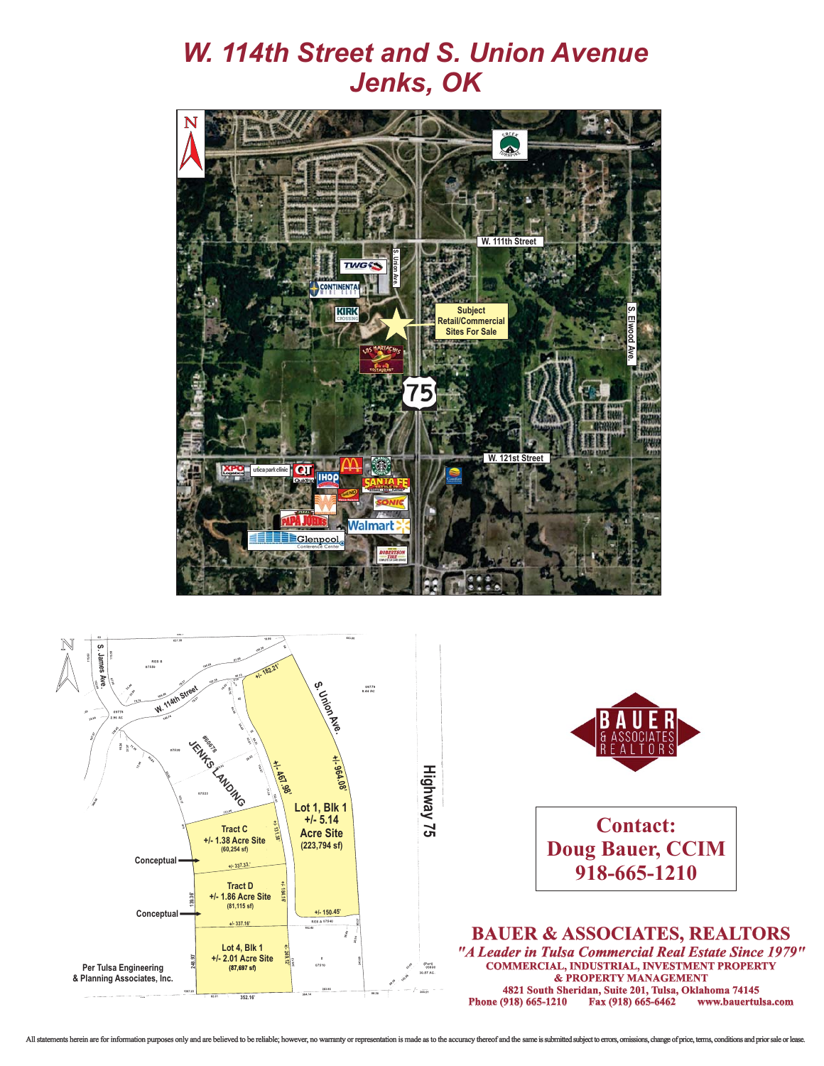# W. 114th Street and S. Union Avenue
# Jenks, OK

N

W. 111th Street

S. Union Ave.

Subject
Retail/Commercial
Sites For Sale

S. Elwood Ave.

75

W. 121st Street

S. James Ave.

W. 114th Street

JENKS LANDING

S. Union Ave.

+/- 182.21'

+/- 467.98'

+/- 964.08'

Lot 1, Blk 1
+/- 5.14
Acre Site
(223,794 sf)

+/- 150.45'

Highway 75

Tract C
+/- 1.38 Acre Site
(60,254 sf)

Conceptual

+/- 337.33'

Tract D
+/- 1.86 Acre Site
(81,115 sf)

Conceptual

+/- 337.16'

Lot 4, Blk 1
+/- 2.01 Acre Site
(87,697 sf)

352.16'

Per Tulsa Engineering
& Planning Associates, Inc.

BAUER
& ASSOCIATES
REALTORS

**Contact:**
**Doug Bauer, CCIM**
**918-665-1210**

## BAUER & ASSOCIATES, REALTORS

*"A Leader in Tulsa Commercial Real Estate Since 1979"*

COMMERCIAL, INDUSTRIAL, INVESTMENT PROPERTY
& PROPERTY MANAGEMENT

4821 South Sheridan, Suite 201, Tulsa, Oklahoma 74145

Phone (918) 665-1210 Fax (918) 665-6462 www.bauertulsa.com

All statements herein are for information purposes only and are believed to be reliable; however, no warranty or representation is made as to the accuracy thereof and the same is submitted subject to errors, omissions, change of price, terms, conditions and prior sale or lease.